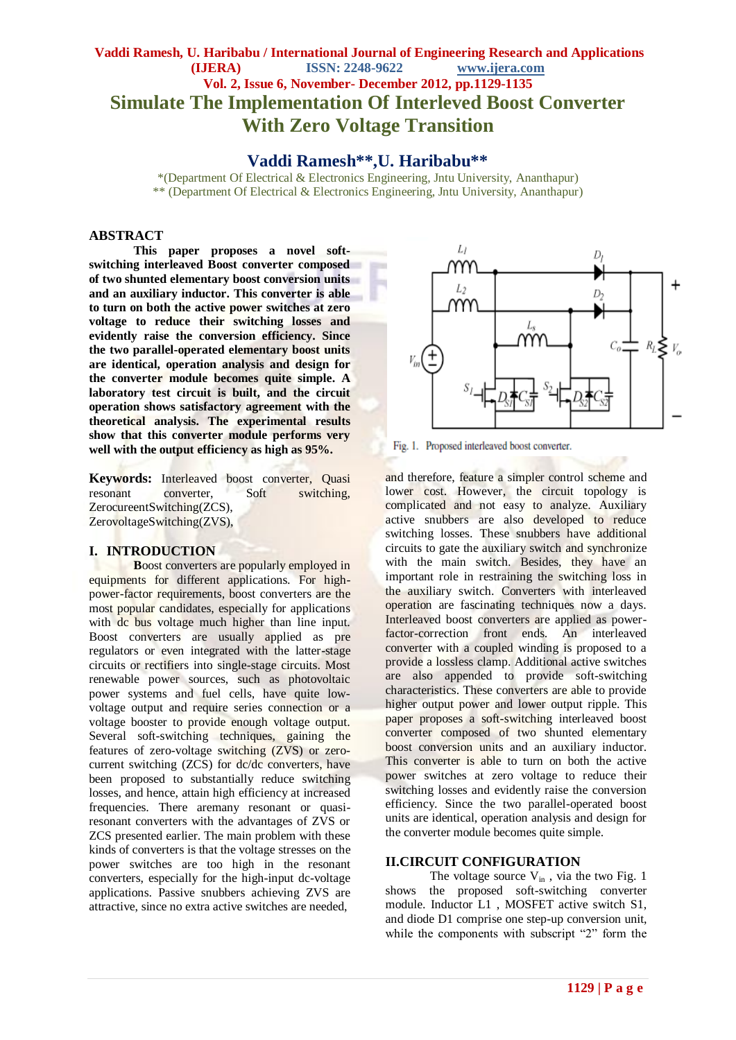# Simulate The Implementation Of Interleved Boost Converter With Zero Voltage Transition

## Vaddi Ramesh**, U. Haribabu**

*(Department Of Electrical & Electronics Engineering, Jntu University, Ananthapur)
** (Department Of Electrical & Electronics Engineering, Jntu University, Ananthapur)

## ABSTRACT

**This paper proposes a novel soft-switching interleaved Boost converter composed of two shunted elementary boost conversion units and an auxiliary inductor. This converter is able to turn on both the active power switches at zero voltage to reduce their switching losses and evidently raise the conversion efficiency. Since the two parallel-operated elementary boost units are identical, operation analysis and design for the converter module becomes quite simple. A laboratory test circuit is built, and the circuit operation shows satisfactory agreement with the theoretical analysis. The experimental results show that this converter module performs very well with the output efficiency as high as 95%.**

**Keywords:** Interleaved boost converter, Quasi resonant converter, Soft switching, ZerocureentSwitching(ZCS), ZerovoltageSwitching(ZVS),

## I. INTRODUCTION

**B**oost converters are popularly employed in equipments for different applications. For high-power-factor requirements, boost converters are the most popular candidates, especially for applications with dc bus voltage much higher than line input. Boost converters are usually applied as pre regulators or even integrated with the latter-stage circuits or rectifiers into single-stage circuits. Most renewable power sources, such as photovoltaic power systems and fuel cells, have quite low-voltage output and require series connection or a voltage booster to provide enough voltage output. Several soft-switching techniques, gaining the features of zero-voltage switching (ZVS) or zero-current switching (ZCS) for dc/dc converters, have been proposed to substantially reduce switching losses, and hence, attain high efficiency at increased frequencies. There aremany resonant or quasi-resonant converters with the advantages of ZVS or ZCS presented earlier. The main problem with these kinds of converters is that the voltage stresses on the power switches are too high in the resonant converters, especially for the high-input dc-voltage applications. Passive snubbers achieving ZVS are attractive, since no extra active switches are needed, and therefore, feature a simpler control scheme and lower cost. However, the circuit topology is complicated and not easy to analyze. Auxiliary active snubbers are also developed to reduce switching losses. These snubbers have additional circuits to gate the auxiliary switch and synchronize with the main switch. Besides, they have an important role in restraining the switching loss in the auxiliary switch. Converters with interleaved operation are fascinating techniques now a days. Interleaved boost converters are applied as power-factor-correction front ends. An interleaved converter with a coupled winding is proposed to a provide a lossless clamp. Additional active switches are also appended to provide soft-switching characteristics. These converters are able to provide higher output power and lower output ripple. This paper proposes a soft-switching interleaved boost converter composed of two shunted elementary boost conversion units and an auxiliary inductor. This converter is able to turn on both the active power switches at zero voltage to reduce their switching losses and evidently raise the conversion efficiency. Since the two parallel-operated boost units are identical, operation analysis and design for the converter module becomes quite simple.

Fig. 1. Proposed interleaved boost converter.

## II.CIRCUIT CONFIGURATION

The voltage source $V_{in}$ , via the two Fig. 1 shows the proposed soft-switching converter module. Inductor L1 , MOSFET active switch S1, and diode D1 comprise one step-up conversion unit, while the components with subscript "2" form the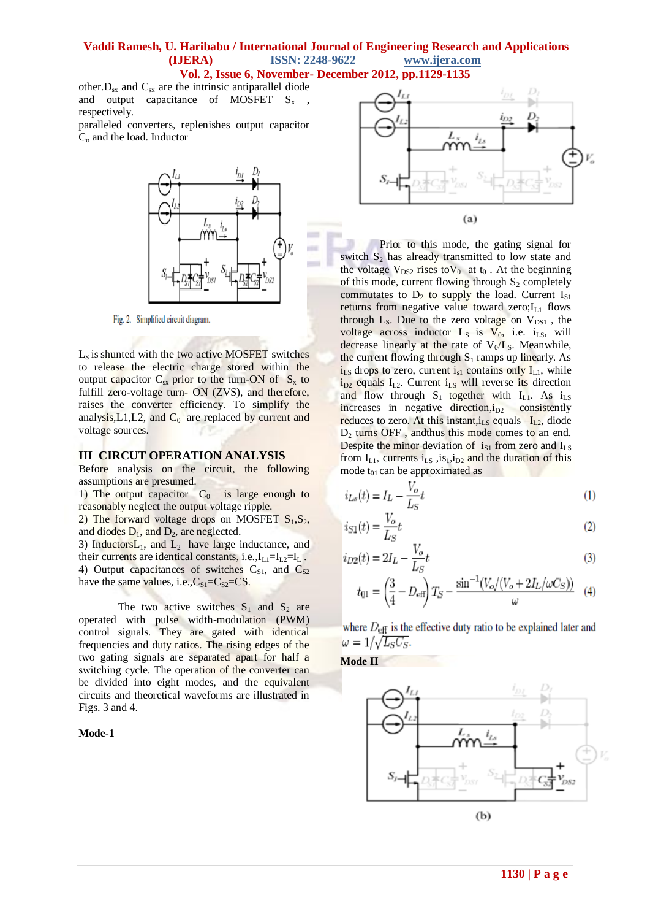other. $D_{sx}$ and $C_{sx}$ are the intrinsic antiparallel diode and output capacitance of MOSFET $S_x$ , respectively.

paralleled converters, replenishes output capacitor $C_o$ and the load. Inductor

Fig. 2. Simplified circuit diagram.

$L_S$ is shunted with the two active MOSFET switches to release the electric charge stored within the output capacitor $C_{sx}$ prior to the turn-ON of $S_x$ to fulfill zero-voltage turn- ON (ZVS), and therefore, raises the converter efficiency. To simplify the analysis,L1,L2, and $C_0$ are replaced by current and voltage sources.

## III CIRCUT OPERATION ANALYSIS

Before analysis on the circuit, the following assumptions are presumed.

1) The output capacitor $C_0$ is large enough to reasonably neglect the output voltage ripple.
2) The forward voltage drops on MOSFET $S_1$,$S_2$, and diodes $D_1$, and $D_2$, are neglected.
3) InductorsL$_1$, and $L_2$ have large inductance, and their currents are identical constants, i.e.,$I_{L1}$=$I_{L2}$=$I_L$ .
4) Output capacitances of switches $C_{S1}$, and $C_{S2}$ have the same values, i.e.,$C_{S1}$=$C_{S2}$=CS.

The two active switches $S_1$ and $S_2$ are operated with pulse width-modulation (PWM) control signals. They are gated with identical frequencies and duty ratios. The rising edges of the two gating signals are separated apart for half a switching cycle. The operation of the converter can be divided into eight modes, and the equivalent circuits and theoretical waveforms are illustrated in Figs. 3 and 4.

**Mode-1**

(a)

Prior to this mode, the gating signal for switch $S_2$ has already transmitted to low state and the voltage $V_{DS2}$ rises to$V_0$ at $t_0$ . At the beginning of this mode, current flowing through $S_2$ completely commutates to $D_2$ to supply the load. Current $I_{S1}$ returns from negative value toward zero;$I_{L1}$ flows through $L_S$. Due to the zero voltage on $V_{DS1}$ , the voltage across inductor $L_S$ is $V_0$, i.e. $i_{LS}$, will decrease linearly at the rate of $V_0/L_S$. Meanwhile, the current flowing through $S_1$ ramps up linearly. As $i_{LS}$ drops to zero, current $i_{s1}$ contains only $I_{L1}$, while $i_{D2}$ equals $I_{L2}$. Current $i_{LS}$ will reverse its direction and flow through $S_1$ together with $I_{L1}$. As $i_{LS}$ increases in negative direction,$i_{D2}$ consistently reduces to zero. At this instant,$i_{LS}$ equals $-I_{L2}$, diode $D_2$ turns OFF , andthus this mode comes to an end. Despite the minor deviation of $i_{S1}$ from zero and $I_{LS}$ from $I_{L1}$, currents $i_{LS}$ ,$is_1$,$i_{D2}$ and the duration of this mode $t_{01}$ can be approximated as

$$i_{Ls}(t) = I_L - \frac{V_o}{L_S}t \tag{1}$$

$$i_{S1}(t) = \frac{V_o}{L_S}t \tag{2}$$

$$i_{D2}(t) = 2I_L - \frac{V_o}{L_S}t \tag{3}$$

$$t_{01} = \left(\frac{3}{4} - D_{\text{eff}}\right)T_S - \frac{\sin^{-1}(V_o/(V_o + 2I_L/\omega C_S))}{\omega} \tag{4}$$

where $D_{\text{eff}}$ is the effective duty ratio to be explained later and $\omega = 1/\sqrt{L_S C_S}$.

**Mode II**

(b)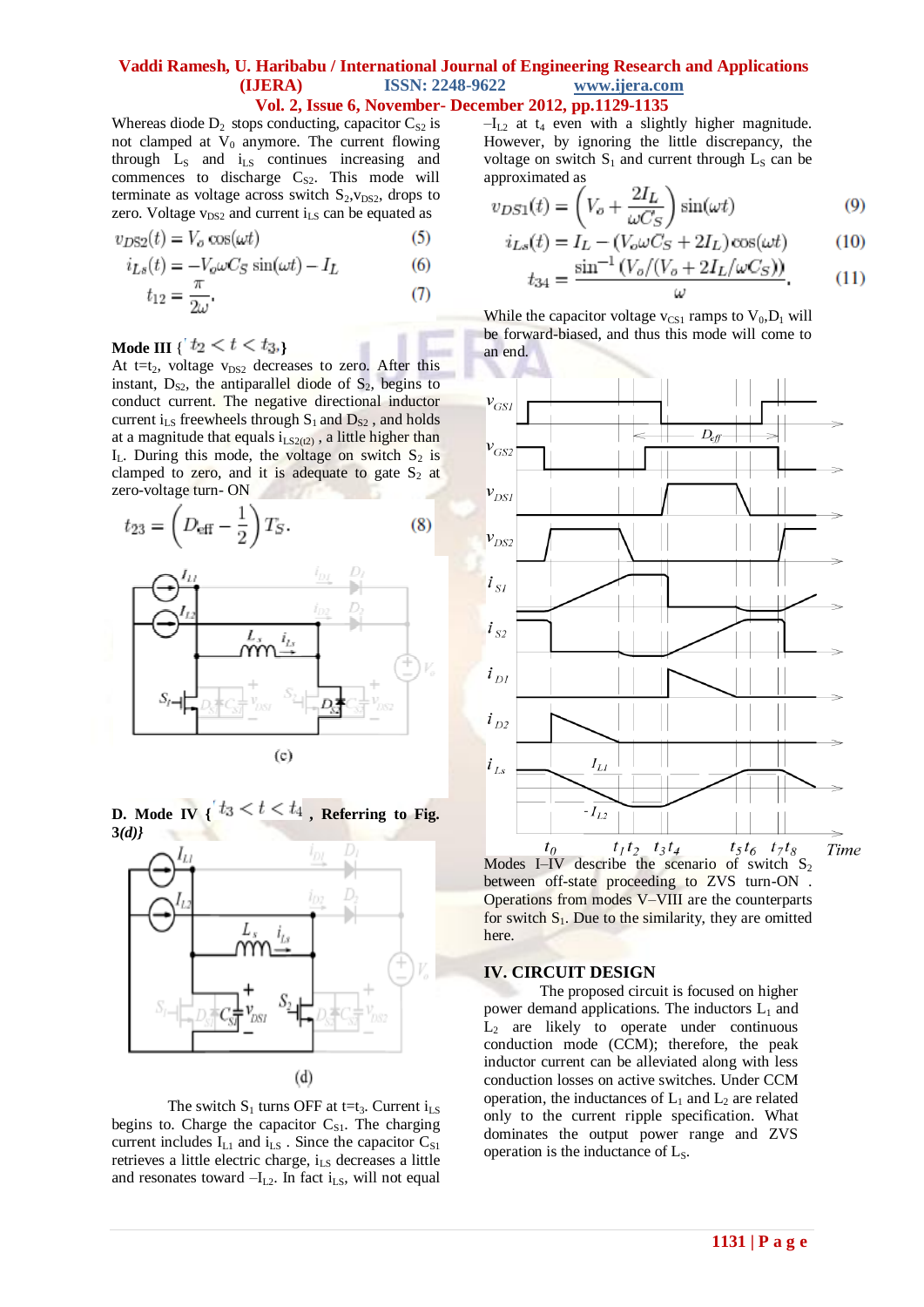Whereas diode $D_2$ stops conducting, capacitor $C_{S2}$ is not clamped at $V_0$ anymore. The current flowing through $L_S$ and $i_{LS}$ continues increasing and commences to discharge $C_{S2}$. This mode will terminate as voltage across switch $S_2$, $v_{DS2}$, drops to zero. Voltage $v_{DS2}$ and current $i_{LS}$ can be equated as

$$v_{DS2}(t) = V_o \cos(\omega t) \tag{5}$$

$$i_{Ls}(t) = -V_o \omega C_S \sin(\omega t) - I_L \tag{6}$$

$$t_{12} = \frac{\pi}{2\omega}. \tag{7}$$

**Mode III** { $t_2 < t < t_3$ }

At $t=t_2$, voltage $v_{DS2}$ decreases to zero. After this instant, $D_{S2}$, the antiparallel diode of $S_2$, begins to conduct current. The negative directional inductor current $i_{LS}$ freewheels through $S_1$ and $D_{S2}$, and holds at a magnitude that equals $i_{LS2(t2)}$, a little higher than $I_L$. During this mode, the voltage on switch $S_2$ is clamped to zero, and it is adequate to gate $S_2$ at zero-voltage turn- ON

$$t_{23} = \left(D_{\text{eff}} - \frac{1}{2}\right) T_S. \tag{8}$$

(c)

**D. Mode IV** { $t_3 < t < t_4$ **, Referring to Fig. 3(d)**}

(d)

The switch $S_1$ turns OFF at $t=t_3$. Current $i_{LS}$ begins to. Charge the capacitor $C_{S1}$. The charging current includes $I_{L1}$ and $i_{LS}$ . Since the capacitor $C_{S1}$ retrieves a little electric charge, $i_{LS}$ decreases a little and resonates toward $-I_{L2}$. In fact $i_{LS}$, will not equal $-I_{L2}$ at $t_4$ even with a slightly higher magnitude. However, by ignoring the little discrepancy, the voltage on switch $S_1$ and current through $L_S$ can be approximated as

$$v_{DS1}(t) = \left(V_o + \frac{2I_L}{\omega C_S}\right) \sin(\omega t) \tag{9}$$

$$i_{Ls}(t) = I_L - (V_o \omega C_S + 2I_L) \cos(\omega t) \tag{10}$$

$$t_{34} = \frac{\sin^{-1}(V_o/(V_o + 2I_L/\omega C_S))}{\omega}. \tag{11}$$

While the capacitor voltage $v_{CS1}$ ramps to $V_0$, $D_1$ will be forward-biased, and thus this mode will come to an end.

Modes I–IV describe the scenario of switch $S_2$ between off-state proceeding to ZVS turn-ON . Operations from modes V–VIII are the counterparts for switch $S_1$. Due to the similarity, they are omitted here.

## IV. CIRCUIT DESIGN

The proposed circuit is focused on higher power demand applications. The inductors $L_1$ and $L_2$ are likely to operate under continuous conduction mode (CCM); therefore, the peak inductor current can be alleviated along with less conduction losses on active switches. Under CCM operation, the inductances of $L_1$ and $L_2$ are related only to the current ripple specification. What dominates the output power range and ZVS operation is the inductance of $L_S$.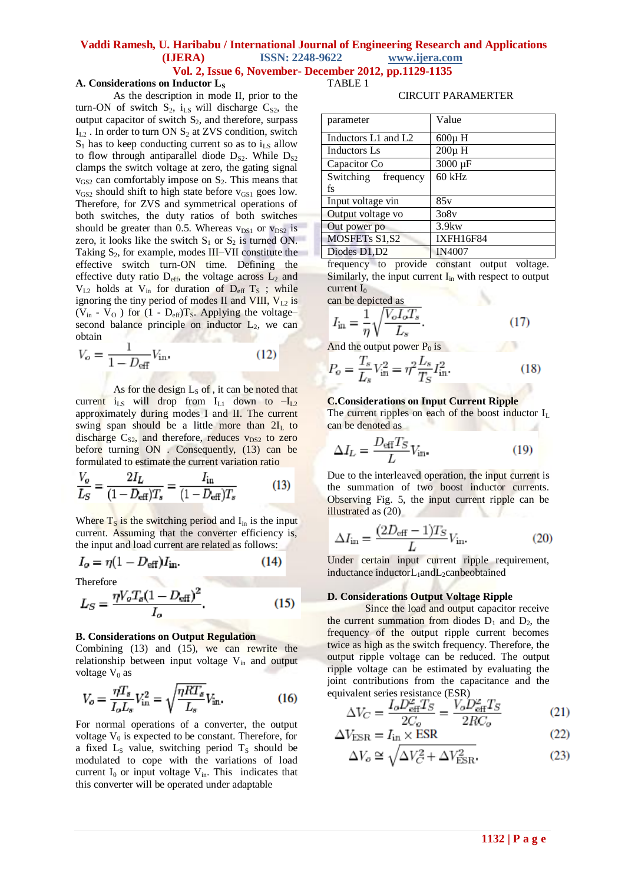### A. Considerations on Inductor $L_S$

As the description in mode II, prior to the turn-ON of switch $S_2$, $i_{LS}$ will discharge $C_{S2}$, the output capacitor of switch $S_2$, and therefore, surpass $I_{L2}$ . In order to turn ON $S_2$ at ZVS condition, switch $S_1$ has to keep conducting current so as to $i_{LS}$ allow to flow through antiparallel diode $D_{S2}$. While $D_{S2}$ clamps the switch voltage at zero, the gating signal $v_{GS2}$ can comfortably impose on $S_2$. This means that $v_{GS2}$ should shift to high state before $v_{GS1}$ goes low. Therefore, for ZVS and symmetrical operations of both switches, the duty ratios of both switches should be greater than 0.5. Whereas $v_{DS1}$ or $v_{DS2}$ is zero, it looks like the switch $S_1$ or $S_2$ is turned ON. Taking $S_2$, for example, modes III–VII constitute the effective switch turn-ON time. Defining the effective duty ratio $D_{eff}$, the voltage across $L_2$ and $V_{L2}$ holds at $V_{in}$ for duration of $D_{eff}$ $T_S$ ; while ignoring the tiny period of modes II and VIII, $V_{L2}$ is ($V_{in}$ - $V_O$ ) for (1 - $D_{eff}$)$T_S$. Applying the voltage–second balance principle on inductor $L_2$, we can obtain

$$V_o = \frac{1}{1 - D_{\rm eff}} V_{\rm in}. \tag{12}$$

As for the design $L_S$ of , it can be noted that current $i_{LS}$ will drop from $I_{L1}$ down to $-I_{L2}$ approximately during modes I and II. The current swing span should be a little more than $2I_L$ to discharge $C_{S2}$, and therefore, reduces $v_{DS2}$ to zero before turning ON . Consequently, (13) can be formulated to estimate the current variation ratio

$$\frac{V_o}{L_S} = \frac{2I_L}{(1 - D_{\rm eff})T_s} = \frac{I_{\rm in}}{(1 - D_{\rm eff})T_s} \tag{13}$$

Where $T_S$ is the switching period and $I_{in}$ is the input current. Assuming that the converter efficiency is, the input and load current are related as follows:

$$I_o = \eta(1 - D_{\rm eff})I_{\rm in}. \tag{14}$$

Therefore

$$L_S = \frac{\eta V_o T_s (1 - D_{\rm eff})^2}{I_o}. \tag{15}$$

### B. Considerations on Output Regulation

Combining (13) and (15), we can rewrite the relationship between input voltage $V_{in}$ and output voltage $V_0$ as

$$V_o = \frac{\eta T_s}{I_o L_s} V_{\rm in}^2 = \sqrt{\frac{\eta R T_s}{L_s}} V_{\rm in}. \tag{16}$$

For normal operations of a converter, the output voltage $V_0$ is expected to be constant. Therefore, for a fixed $L_S$ value, switching period $T_S$ should be modulated to cope with the variations of load current $I_0$ or input voltage $V_{in}$. This indicates that this converter will be operated under adaptable frequency to provide constant output voltage. Similarly, the input current $I_{in}$ with respect to output current $I_0$ can be depicted as

$$I_{\rm in} = \frac{1}{\eta}\sqrt{\frac{V_o I_o T_s}{L_s}}. \tag{17}$$

And the output power $P_0$ is

$$P_o = \frac{T_s}{L_s} V_{\rm in}^2 = \eta^2 \frac{L_s}{T_S} I_{\rm in}^2. \tag{18}$$

TABLE 1

CIRCUIT PARAMERTER

| parameter | Value |
|---|---|
| Inductors L1 and L2 | 600µ H |
| Inductors Ls | 200µ H |
| Capacitor Co | 3000 µF |
| Switching frequency fs | 60 kHz |
| Input voltage vin | 85v |
| Output voltage vo | 3o8v |
| Out power po | 3.9kw |
| MOSFETs S1,S2 | IXFH16F84 |
| Diodes D1,D2 | IN4007 |

### C.Considerations on Input Current Ripple

The current ripples on each of the boost inductor $I_L$ can be denoted as

$$\Delta I_L = \frac{D_{\rm eff} T_S}{L} V_{\rm in}. \tag{19}$$

Due to the interleaved operation, the input current is the summation of two boost inductor currents. Observing Fig. 5, the input current ripple can be illustrated as (20)

$$\Delta I_{\rm in} = \frac{(2D_{\rm eff} - 1)T_S}{L} V_{\rm in}. \tag{20}$$

Under certain input current ripple requirement, inductance inductor$L_1$and$L_2$canbeobtained

### D. Considerations Output Voltage Ripple

Since the load and output capacitor receive the current summation from diodes $D_1$ and $D_2$, the frequency of the output ripple current becomes twice as high as the switch frequency. Therefore, the output ripple voltage can be reduced. The output ripple voltage can be estimated by evaluating the joint contributions from the capacitance and the equivalent series resistance (ESR)

$$\Delta V_C = \frac{I_o D_{\rm eff}^2 T_S}{2C_o} = \frac{V_o D_{\rm eff}^2 T_S}{2RC_o} \tag{21}$$

$$\Delta V_{\rm ESR} = I_{\rm in} \times {\rm ESR} \tag{22}$$

$$\Delta V_o \cong \sqrt{\Delta V_C^2 + \Delta V_{\rm ESR}^2}. \tag{23}$$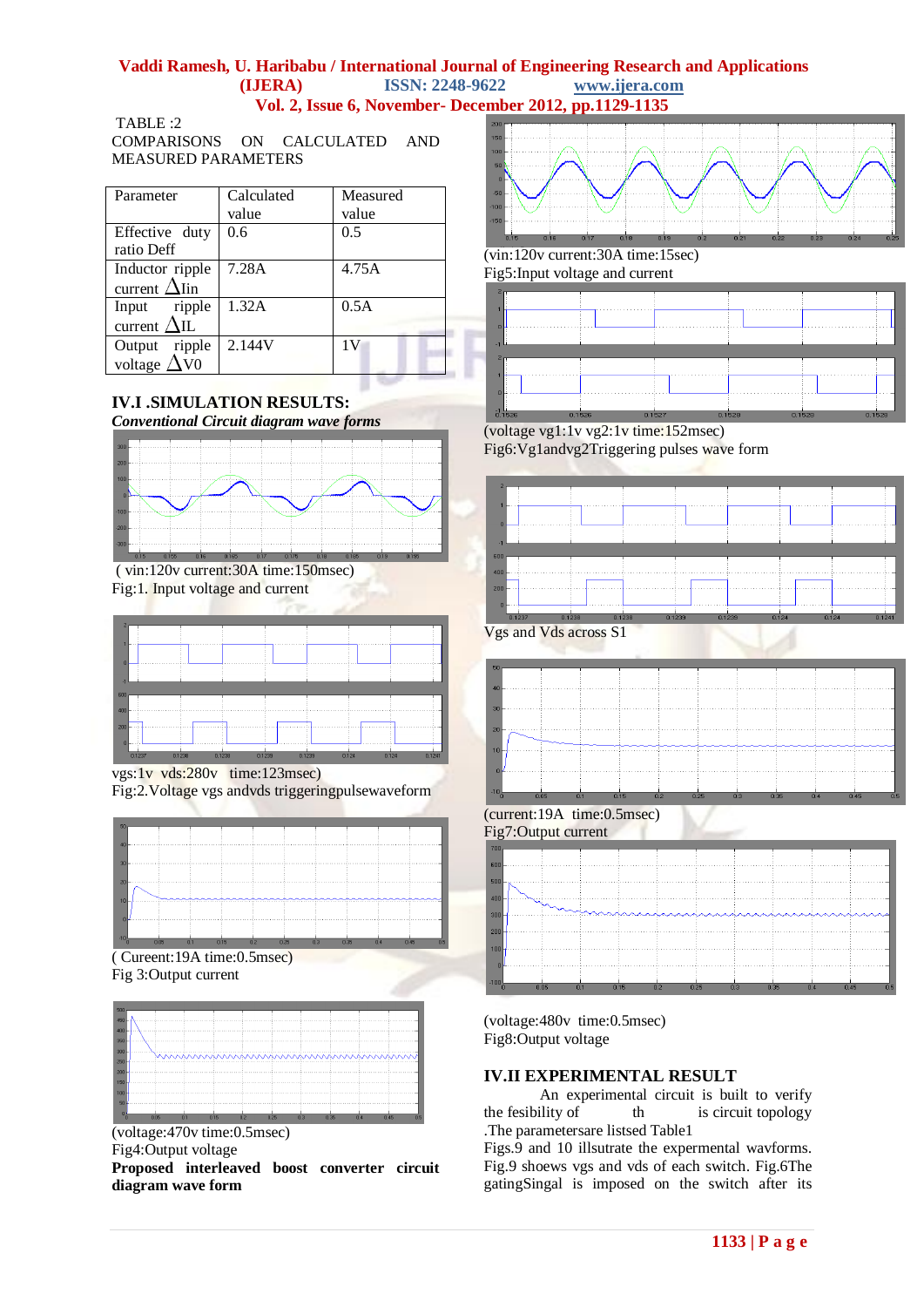TABLE :2
COMPARISONS ON CALCULATED AND MEASURED PARAMETERS

| Parameter | Calculated value | Measured value |
|---|---|---|
| Effective duty ratio Deff | 0.6 | 0.5 |
| Inductor ripple current $\Delta$Iin | 7.28A | 4.75A |
| Input ripple current $\Delta$IL | 1.32A | 0.5A |
| Output ripple voltage $\Delta$V0 | 2.144V | 1V |

## IV.I .SIMULATION RESULTS:

***Conventional Circuit diagram wave forms***

( vin:120v current:30A time:150msec)
Fig:1. Input voltage and current

vgs:1v vds:280v time:123msec)
Fig:2.Voltage vgs andvds triggeringpulsewaveform

( Cureent:19A time:0.5msec)
Fig 3:Output current

(voltage:470v time:0.5msec)
Fig4:Output voltage

**Proposed interleaved boost converter circuit diagram wave form**

(vin:120v current:30A time:15sec)
Fig5:Input voltage and current

(voltage vg1:1v vg2:1v time:152msec)
Fig6:Vg1andvg2Triggering pulses wave form

Vgs and Vds across S1

(current:19A time:0.5msec)
Fig7:Output current

(voltage:480v time:0.5msec)
Fig8:Output voltage

## IV.II EXPERIMENTAL RESULT

An experimental circuit is built to verify the fesibility of th is circuit topology .The parametersare listsed Table1
Figs.9 and 10 illsutrate the expermental wavforms. Fig.9 shoews vgs and vds of each switch. Fig.6The gatingSingal is imposed on the switch after its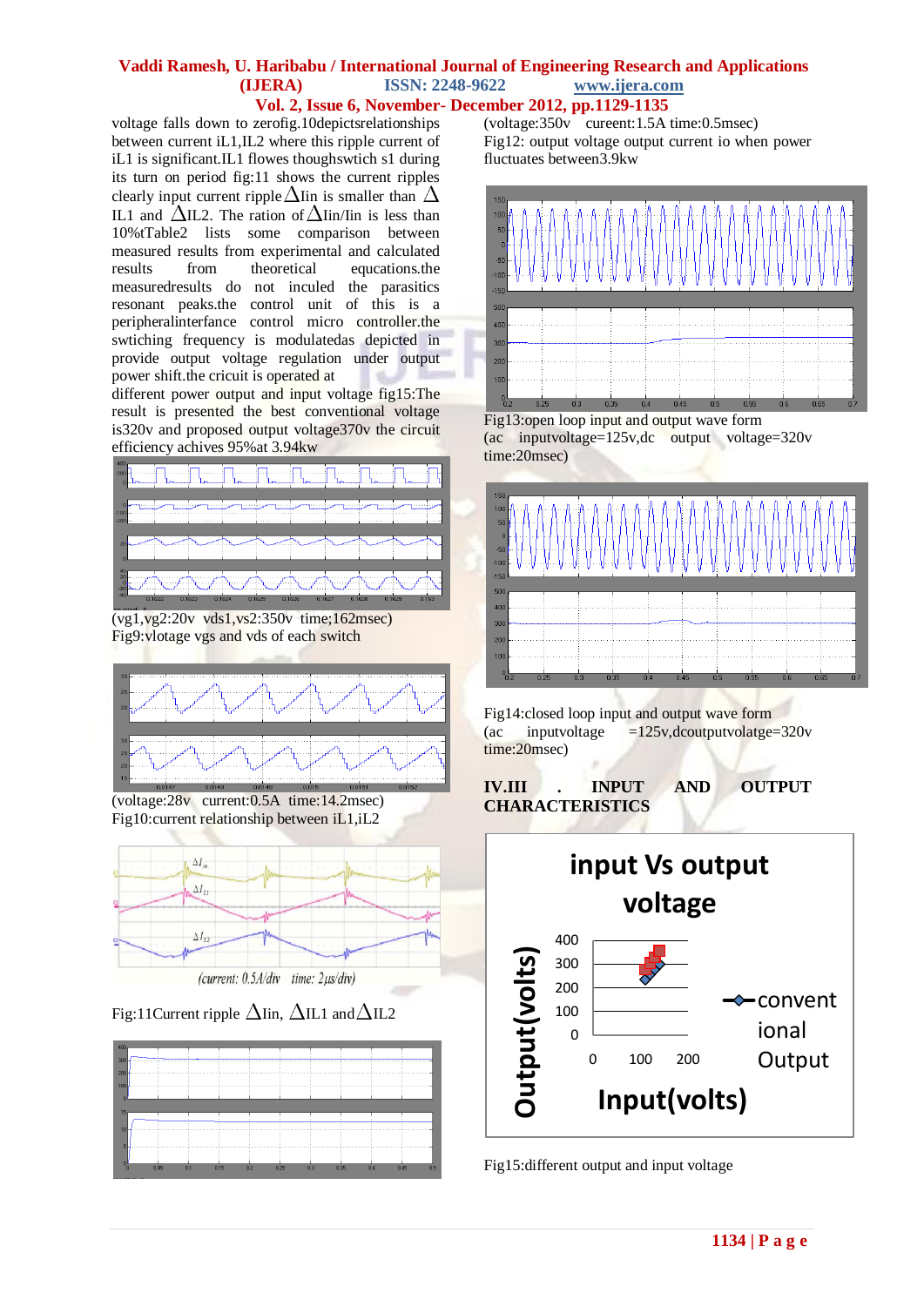voltage falls down to zerofig.10depictsrelationships between current iL1,IL2 where this ripple current of iL1 is significant.IL1 flowes thoughswtich s1 during its turn on period fig:11 shows the current ripples clearly input current ripple $\Delta$Iin is smaller than $\Delta$IL1 and $\Delta$IL2. The ration of $\Delta$Iin/Iin is less than 10%tTable2 lists some comparison between measured results from experimental and calculated results from theoretical equcations.the measuredresults do not inciuled the parasitics resonant peaks.the control unit of this is a peripheralinterfance control micro controller.the swtiching frequency is modulatedas depicted in provide output voltage regulation under output power shift.the circuit is operated at different power output and input voltage fig15:The result is presented the best conventional voltage is320v and proposed output voltage370v the circuit efficiency achives 95%at 3.94kw

(vg1,vg2:20v vds1,vs2:350v time;162msec)
Fig9:vlotage vgs and vds of each switch

(voltage:28v current:0.5A time:14.2msec)
Fig10:current relationship between iL1,iL2

Fig:11Current ripple $\Delta$Iin, $\Delta$IL1 and$\Delta$IL2

(voltage:350v cureent:1.5A time:0.5msec)
Fig12: output voltage output current io when power fluctuates between3.9kw

Fig13:open loop input and output wave form
(ac inputvoltage=125v,dc output voltage=320v time:20msec)

Fig14:closed loop input and output wave form
(ac inputvoltage =125v,dcoutputvolatge=320v time:20msec)

## IV.III . INPUT AND OUTPUT CHARACTERISTICS

Fig15:different output and input voltage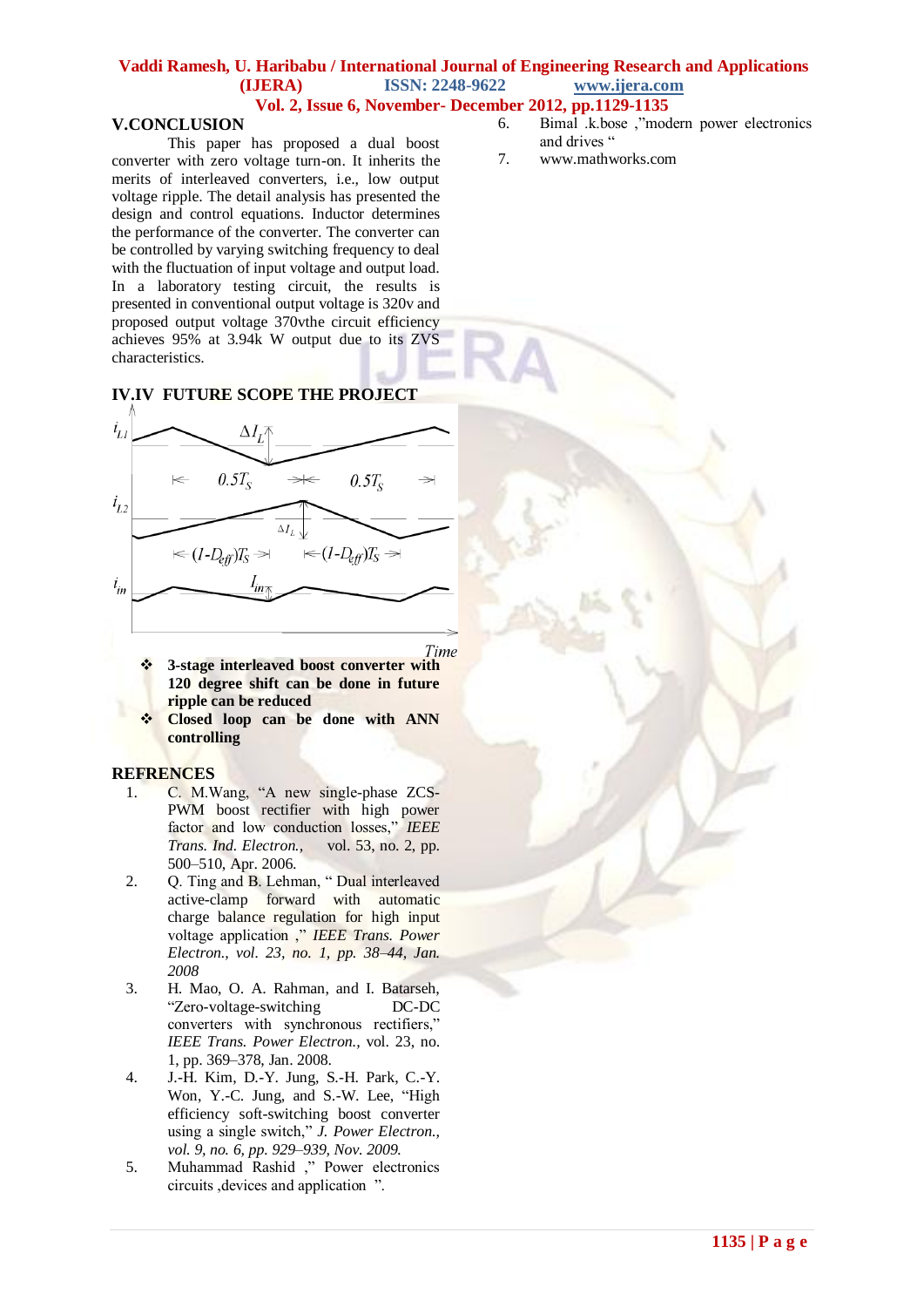## V.CONCLUSION

This paper has proposed a dual boost converter with zero voltage turn-on. It inherits the merits of interleaved converters, i.e., low output voltage ripple. The detail analysis has presented the design and control equations. Inductor determines the performance of the converter. The converter can be controlled by varying switching frequency to deal with the fluctuation of input voltage and output load. In a laboratory testing circuit, the results is presented in conventional output voltage is 320v and proposed output voltage 370vthe circuit efficiency achieves 95% at 3.94k W output due to its ZVS characteristics.

## IV.IV FUTURE SCOPE THE PROJECT

$i_{L1}$
$\Delta I_L$
$0.5T_S$
$0.5T_S$
$i_{L2}$
$\Delta I_L$
$(1-D_{eff})T_S$
$(1-D_{eff})T_S$
$i_{in}$
$I_{in}$
Time

- **3-stage interleaved boost converter with 120 degree shift can be done in future ripple can be reduced**
- **Closed loop can be done with ANN controlling**

## REFRENCES

1. C. M.Wang, “A new single-phase ZCS-PWM boost rectifier with high power factor and low conduction losses,” *IEEE Trans. Ind. Electron.*, vol. 53, no. 2, pp. 500–510, Apr. 2006.
2. Q. Ting and B. Lehman, “ Dual interleaved active-clamp forward with automatic charge balance regulation for high input voltage application ,” *IEEE Trans. Power Electron., vol. 23, no. 1, pp. 38–44, Jan. 2008*
3. H. Mao, O. A. Rahman, and I. Batarseh, “Zero-voltage-switching DC-DC converters with synchronous rectifiers,” *IEEE Trans. Power Electron.*, vol. 23, no. 1, pp. 369–378, Jan. 2008.
4. J.-H. Kim, D.-Y. Jung, S.-H. Park, C.-Y. Won, Y.-C. Jung, and S.-W. Lee, “High efficiency soft-switching boost converter using a single switch,” *J. Power Electron., vol. 9, no. 6, pp. 929–939, Nov. 2009.*
5. Muhammad Rashid ,” Power electronics circuits ,devices and application ”.
6. Bimal .k.bose ,”modern power electronics and drives “
7. www.mathworks.com